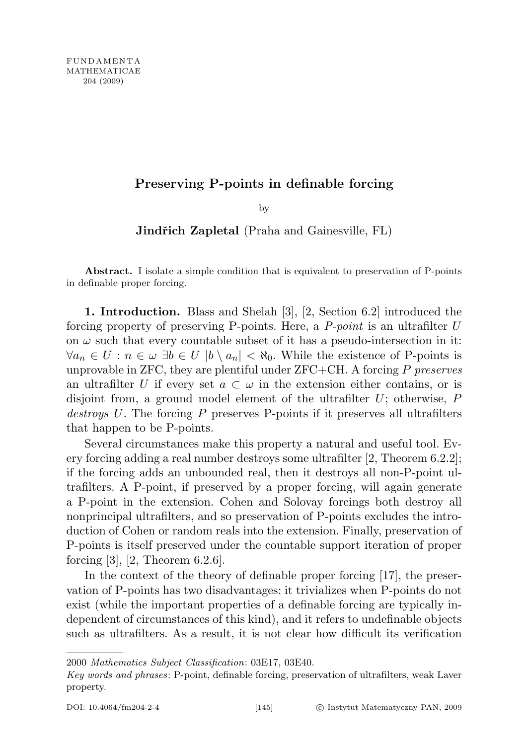# Preserving P-points in definable forcing

by

**Jindřich Zapletal** (Praha and Gainesville, FL)

**Abstract.** I isolate a simple condition that is equivalent to preservation of P-points in definable proper forcing.

**1. Introduction.** Blass and Shelah [3], [2, Section 6.2] introduced the forcing property of preserving P-points. Here, a *P-point* is an ultrafilter $U$ on $\omega$ such that every countable subset of it has a pseudo-intersection in it: $\forall a_n \in U : n \in \omega \ \exists b \in U \ |b \setminus a_n| < \aleph_0$. While the existence of P-points is unprovable in ZFC, they are plentiful under ZFC+CH. A forcing $P$ *preserves* an ultrafilter $U$ if every set $a \subset \omega$ in the extension either contains, or is disjoint from, a ground model element of the ultrafilter $U$; otherwise, $P$ *destroys* $U$. The forcing $P$ preserves P-points if it preserves all ultrafilters that happen to be P-points.

Several circumstances make this property a natural and useful tool. Every forcing adding a real number destroys some ultrafilter [2, Theorem 6.2.2]; if the forcing adds an unbounded real, then it destroys all non-P-point ultrafilters. A P-point, if preserved by a proper forcing, will again generate a P-point in the extension. Cohen and Solovay forcings both destroy all nonprincipal ultrafilters, and so preservation of P-points excludes the introduction of Cohen or random reals into the extension. Finally, preservation of P-points is itself preserved under the countable support iteration of proper forcing [3], [2, Theorem 6.2.6].

In the context of the theory of definable proper forcing [17], the preservation of P-points has two disadvantages: it trivializes when P-points do not exist (while the important properties of a definable forcing are typically independent of circumstances of this kind), and it refers to undefinable objects such as ultrafilters. As a result, it is not clear how difficult its verification

2000 *Mathematics Subject Classification*: 03E17, 03E40.

*Key words and phrases*: P-point, definable forcing, preservation of ultrafilters, weak Laver property.

DOI: 10.4064/fm204-2-4 © Instytut Matematyczny PAN, 2009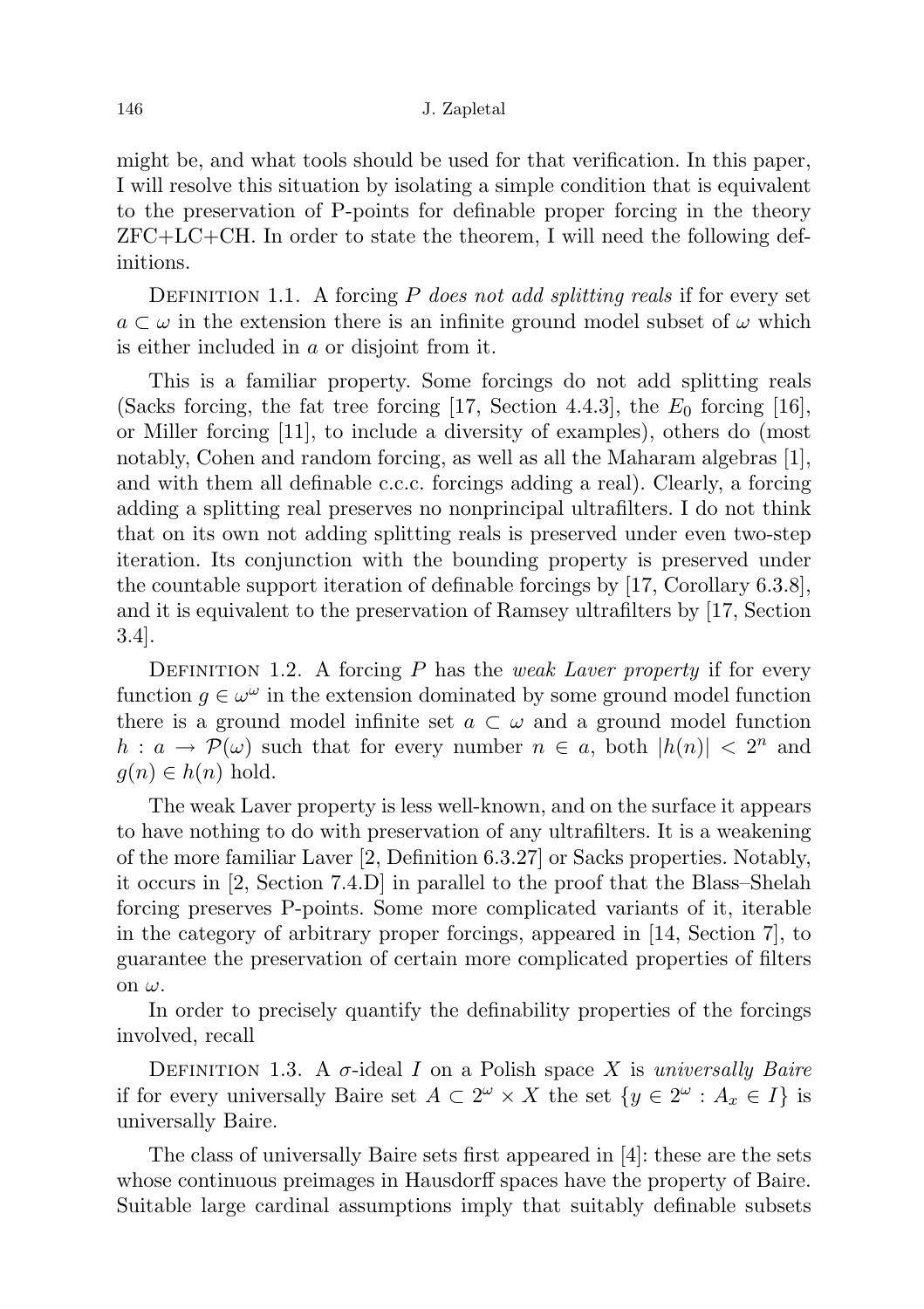might be, and what tools should be used for that verification. In this paper, I will resolve this situation by isolating a simple condition that is equivalent to the preservation of P-points for definable proper forcing in the theory ZFC+LC+CH. In order to state the theorem, I will need the following definitions.

Definition 1.1. A forcing $P$ *does not add splitting reals* if for every set $a \subset \omega$ in the extension there is an infinite ground model subset of $\omega$ which is either included in $a$ or disjoint from it.

This is a familiar property. Some forcings do not add splitting reals (Sacks forcing, the fat tree forcing [17, Section 4.4.3], the $E_0$ forcing [16], or Miller forcing [11], to include a diversity of examples), others do (most notably, Cohen and random forcing, as well as all the Maharam algebras [1], and with them all definable c.c.c. forcings adding a real). Clearly, a forcing adding a splitting real preserves no nonprincipal ultrafilters. I do not think that on its own not adding splitting reals is preserved under even two-step iteration. Its conjunction with the bounding property is preserved under the countable support iteration of definable forcings by [17, Corollary 6.3.8], and it is equivalent to the preservation of Ramsey ultrafilters by [17, Section 3.4].

Definition 1.2. A forcing $P$ has the *weak Laver property* if for every function $g \in \omega^\omega$ in the extension dominated by some ground model function there is a ground model infinite set $a \subset \omega$ and a ground model function $h : a \to \mathcal{P}(\omega)$ such that for every number $n \in a$, both $|h(n)| < 2^n$ and $g(n) \in h(n)$ hold.

The weak Laver property is less well-known, and on the surface it appears to have nothing to do with preservation of any ultrafilters. It is a weakening of the more familiar Laver [2, Definition 6.3.27] or Sacks properties. Notably, it occurs in [2, Section 7.4.D] in parallel to the proof that the Blass–Shelah forcing preserves P-points. Some more complicated variants of it, iterable in the category of arbitrary proper forcings, appeared in [14, Section 7], to guarantee the preservation of certain more complicated properties of filters on $\omega$.

In order to precisely quantify the definability properties of the forcings involved, recall

Definition 1.3. A $\sigma$-ideal $I$ on a Polish space $X$ is *universally Baire* if for every universally Baire set $A \subset 2^\omega \times X$ the set $\{y \in 2^\omega : A_x \in I\}$ is universally Baire.

The class of universally Baire sets first appeared in [4]: these are the sets whose continuous preimages in Hausdorff spaces have the property of Baire. Suitable large cardinal assumptions imply that suitably definable subsets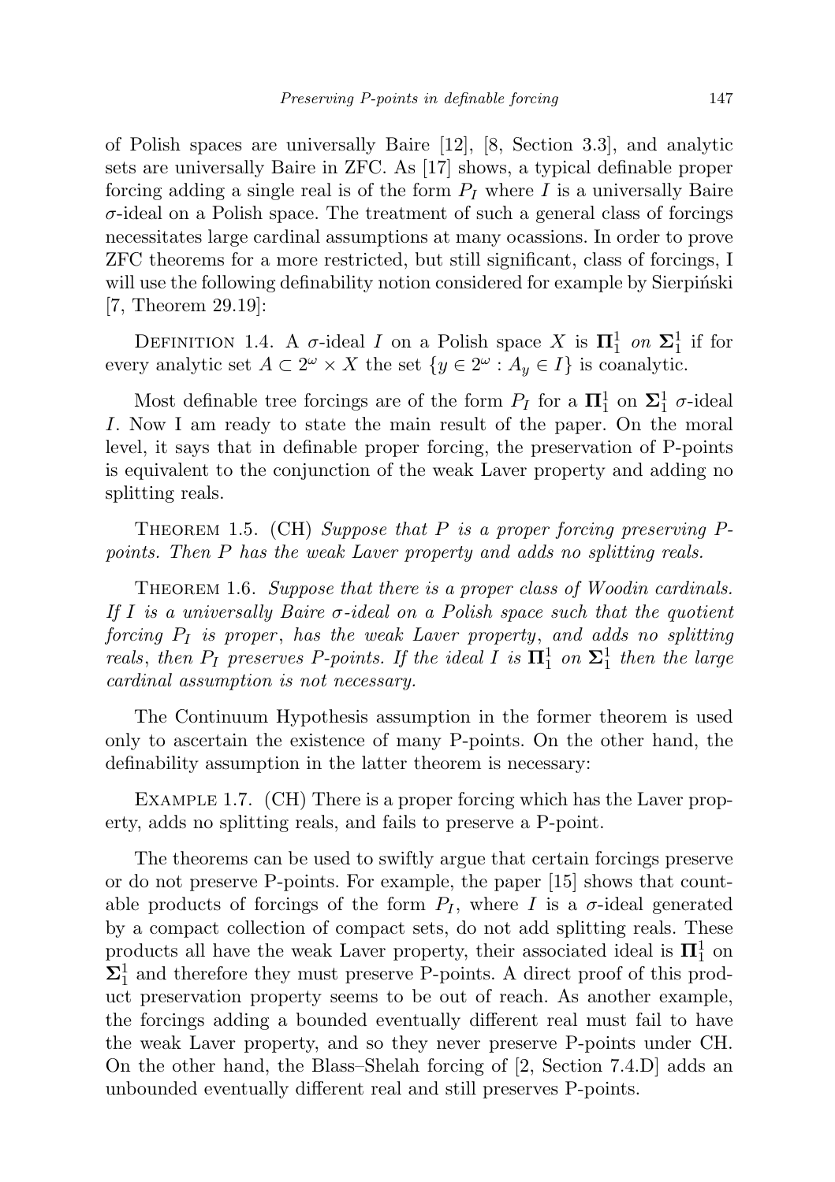of Polish spaces are universally Baire [12], [8, Section 3.3], and analytic sets are universally Baire in ZFC. As [17] shows, a typical definable proper forcing adding a single real is of the form $P_I$ where $I$ is a universally Baire $\sigma$-ideal on a Polish space. The treatment of such a general class of forcings necessitates large cardinal assumptions at many ocassions. In order to prove ZFC theorems for a more restricted, but still significant, class of forcings, I will use the following definability notion considered for example by Sierpiński [7, Theorem 29.19]:

Definition 1.4. A $\sigma$-ideal $I$ on a Polish space $X$ is $\mathbf{\Pi}^1_1$ *on* $\mathbf{\Sigma}^1_1$ if for every analytic set $A \subset 2^\omega \times X$ the set $\{y \in 2^\omega : A_y \in I\}$ is coanalytic.

Most definable tree forcings are of the form $P_I$ for a $\mathbf{\Pi}^1_1$ on $\mathbf{\Sigma}^1_1$ $\sigma$-ideal $I$. Now I am ready to state the main result of the paper. On the moral level, it says that in definable proper forcing, the preservation of P-points is equivalent to the conjunction of the weak Laver property and adding no splitting reals.

Theorem 1.5. (CH) *Suppose that $P$ is a proper forcing preserving P-points. Then $P$ has the weak Laver property and adds no splitting reals.*

Theorem 1.6. *Suppose that there is a proper class of Woodin cardinals. If $I$ is a universally Baire $\sigma$-ideal on a Polish space such that the quotient forcing $P_I$ is proper, has the weak Laver property, and adds no splitting reals, then $P_I$ preserves P-points. If the ideal $I$ is $\mathbf{\Pi}^1_1$ on $\mathbf{\Sigma}^1_1$ then the large cardinal assumption is not necessary.*

The Continuum Hypothesis assumption in the former theorem is used only to ascertain the existence of many P-points. On the other hand, the definability assumption in the latter theorem is necessary:

Example 1.7. (CH) There is a proper forcing which has the Laver property, adds no splitting reals, and fails to preserve a P-point.

The theorems can be used to swiftly argue that certain forcings preserve or do not preserve P-points. For example, the paper [15] shows that countable products of forcings of the form $P_I$, where $I$ is a $\sigma$-ideal generated by a compact collection of compact sets, do not add splitting reals. These products all have the weak Laver property, their associated ideal is $\mathbf{\Pi}^1_1$ on $\mathbf{\Sigma}^1_1$ and therefore they must preserve P-points. A direct proof of this product preservation property seems to be out of reach. As another example, the forcings adding a bounded eventually different real must fail to have the weak Laver property, and so they never preserve P-points under CH. On the other hand, the Blass–Shelah forcing of [2, Section 7.4.D] adds an unbounded eventually different real and still preserves P-points.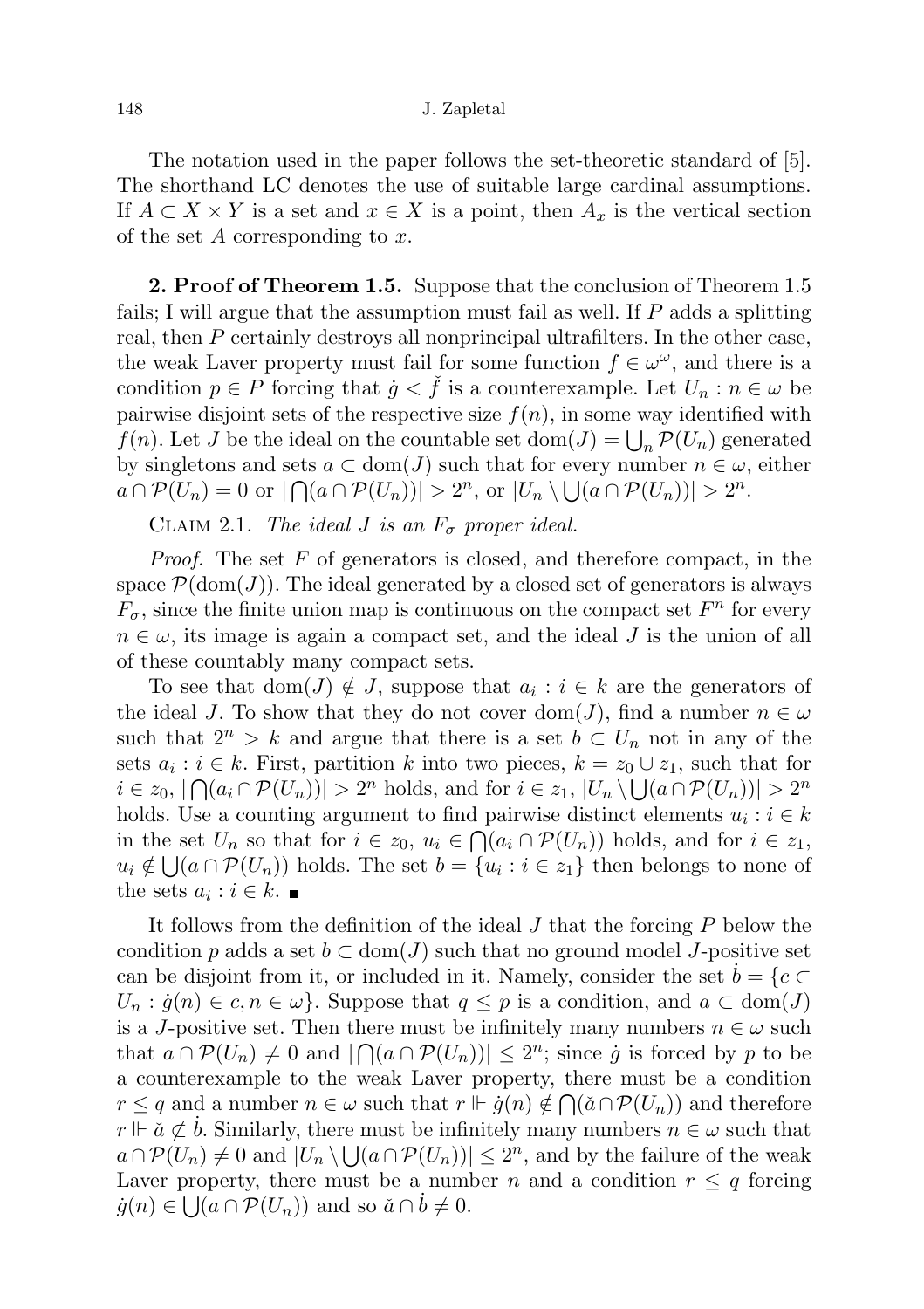The notation used in the paper follows the set-theoretic standard of [5]. The shorthand LC denotes the use of suitable large cardinal assumptions. If $A \subset X \times Y$ is a set and $x \in X$ is a point, then $A_x$ is the vertical section of the set $A$ corresponding to $x$.

**2. Proof of Theorem 1.5.** Suppose that the conclusion of Theorem 1.5 fails; I will argue that the assumption must fail as well. If $P$ adds a splitting real, then $P$ certainly destroys all nonprincipal ultrafilters. In the other case, the weak Laver property must fail for some function $f \in \omega^\omega$, and there is a condition $p \in P$ forcing that $\dot{g} < \check{f}$ is a counterexample. Let $U_n : n \in \omega$ be pairwise disjoint sets of the respective size $f(n)$, in some way identified with $f(n)$. Let $J$ be the ideal on the countable set $\mathrm{dom}(J) = \bigcup_n \mathcal{P}(U_n)$ generated by singletons and sets $a \subset \mathrm{dom}(J)$ such that for every number $n \in \omega$, either $a \cap \mathcal{P}(U_n) = 0$ or $|\bigcap(a \cap \mathcal{P}(U_n))| > 2^n$, or $|U_n \setminus \bigcup(a \cap \mathcal{P}(U_n))| > 2^n$.

Claim 2.1. *The ideal $J$ is an $F_\sigma$ proper ideal.*

*Proof.* The set $F$ of generators is closed, and therefore compact, in the space $\mathcal{P}(\mathrm{dom}(J))$. The ideal generated by a closed set of generators is always $F_\sigma$, since the finite union map is continuous on the compact set $F^n$ for every $n \in \omega$, its image is again a compact set, and the ideal $J$ is the union of all of these countably many compact sets.

To see that $\mathrm{dom}(J) \notin J$, suppose that $a_i : i \in k$ are the generators of the ideal $J$. To show that they do not cover $\mathrm{dom}(J)$, find a number $n \in \omega$ such that $2^n > k$ and argue that there is a set $b \subset U_n$ not in any of the sets $a_i : i \in k$. First, partition $k$ into two pieces, $k = z_0 \cup z_1$, such that for $i \in z_0$, $|\bigcap(a_i \cap \mathcal{P}(U_n))| > 2^n$ holds, and for $i \in z_1$, $|U_n \setminus \bigcup(a \cap \mathcal{P}(U_n))| > 2^n$ holds. Use a counting argument to find pairwise distinct elements $u_i : i \in k$ in the set $U_n$ so that for $i \in z_0$, $u_i \in \bigcap(a_i \cap \mathcal{P}(U_n))$ holds, and for $i \in z_1$, $u_i \notin \bigcup(a \cap \mathcal{P}(U_n))$ holds. The set $b = \{u_i : i \in z_1\}$ then belongs to none of the sets $a_i : i \in k$. ∎

It follows from the definition of the ideal $J$ that the forcing $P$ below the condition $p$ adds a set $b \subset \mathrm{dom}(J)$ such that no ground model $J$-positive set can be disjoint from it, or included in it. Namely, consider the set $\dot{b} = \{c \subset U_n : \dot{g}(n) \in c, n \in \omega\}$. Suppose that $q \leq p$ is a condition, and $a \subset \mathrm{dom}(J)$ is a $J$-positive set. Then there must be infinitely many numbers $n \in \omega$ such that $a \cap \mathcal{P}(U_n) \neq 0$ and $|\bigcap(a \cap \mathcal{P}(U_n))| \leq 2^n$; since $\dot{g}$ is forced by $p$ to be a counterexample to the weak Laver property, there must be a condition $r \leq q$ and a number $n \in \omega$ such that $r \Vdash \dot{g}(n) \notin \bigcap(\check{a} \cap \mathcal{P}(U_n))$ and therefore $r \Vdash \check{a} \not\subset \dot{b}$. Similarly, there must be infinitely many numbers $n \in \omega$ such that $a \cap \mathcal{P}(U_n) \neq 0$ and $|U_n \setminus \bigcup(a \cap \mathcal{P}(U_n))| \leq 2^n$, and by the failure of the weak Laver property, there must be a number $n$ and a condition $r \leq q$ forcing $\dot{g}(n) \in \bigcup(a \cap \mathcal{P}(U_n))$ and so $\check{a} \cap \dot{b} \neq 0$.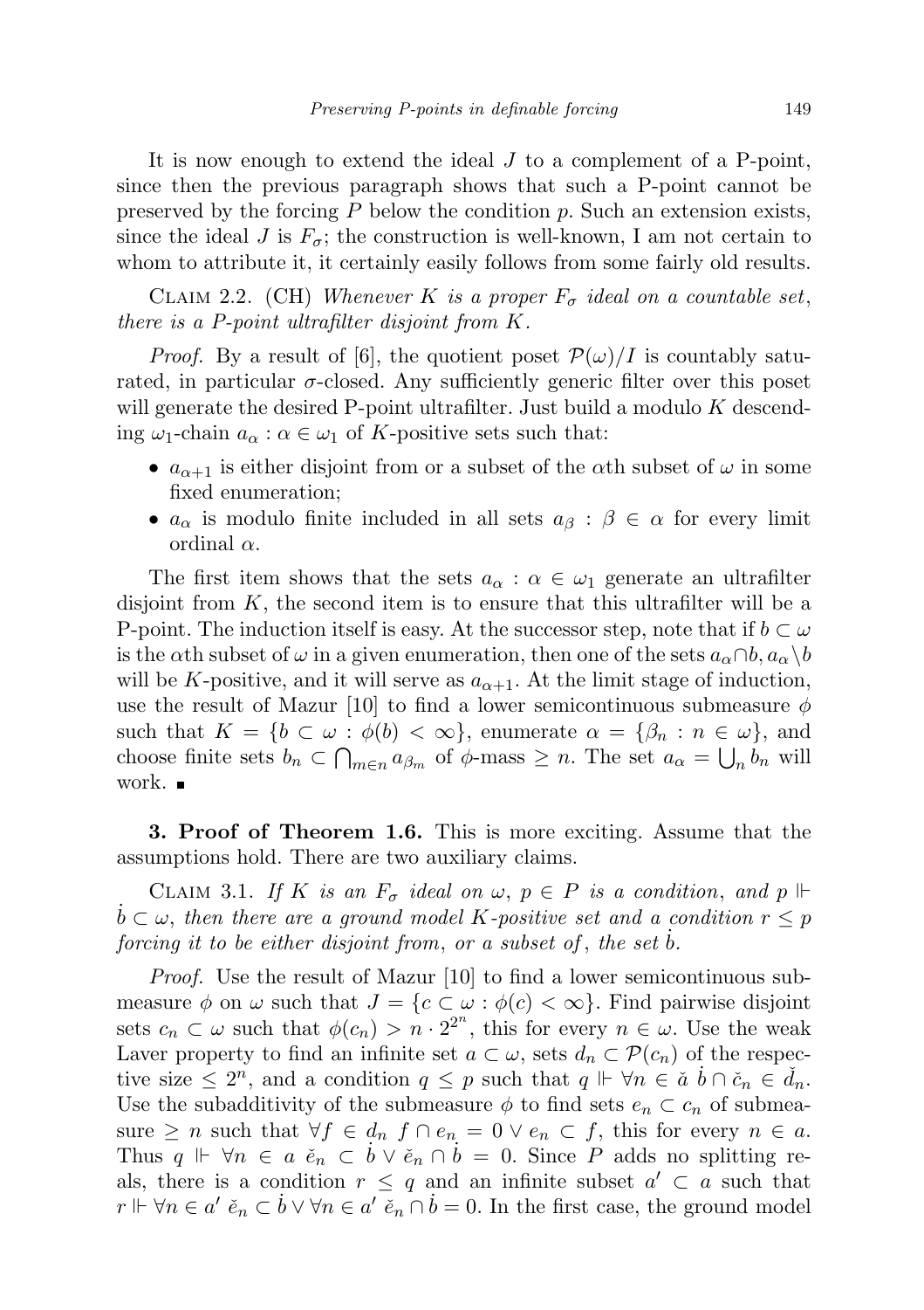It is now enough to extend the ideal $J$ to a complement of a P-point, since then the previous paragraph shows that such a P-point cannot be preserved by the forcing $P$ below the condition $p$. Such an extension exists, since the ideal $J$ is $F_\sigma$; the construction is well-known, I am not certain to whom to attribute it, it certainly easily follows from some fairly old results.

Claim 2.2. (CH) *Whenever $K$ is a proper $F_\sigma$ ideal on a countable set, there is a P-point ultrafilter disjoint from $K$.*

*Proof.* By a result of [6], the quotient poset $\mathcal{P}(\omega)/I$ is countably saturated, in particular $\sigma$-closed. Any sufficiently generic filter over this poset will generate the desired P-point ultrafilter. Just build a modulo $K$ descending $\omega_1$-chain $a_\alpha : \alpha \in \omega_1$ of $K$-positive sets such that:

- $a_{\alpha+1}$ is either disjoint from or a subset of the $\alpha$th subset of $\omega$ in some fixed enumeration;
- $a_\alpha$ is modulo finite included in all sets $a_\beta : \beta \in \alpha$ for every limit ordinal $\alpha$.

The first item shows that the sets $a_\alpha : \alpha \in \omega_1$ generate an ultrafilter disjoint from $K$, the second item is to ensure that this ultrafilter will be a P-point. The induction itself is easy. At the successor step, note that if $b \subset \omega$ is the $\alpha$th subset of $\omega$ in a given enumeration, then one of the sets $a_\alpha \cap b, a_\alpha \setminus b$ will be $K$-positive, and it will serve as $a_{\alpha+1}$. At the limit stage of induction, use the result of Mazur [10] to find a lower semicontinuous submeasure $\phi$ such that $K = \{b \subset \omega : \phi(b) < \infty\}$, enumerate $\alpha = \{\beta_n : n \in \omega\}$, and choose finite sets $b_n \subset \bigcap_{m \in n} a_{\beta_m}$ of $\phi$-mass $\geq n$. The set $a_\alpha = \bigcup_n b_n$ will work. ∎

**3. Proof of Theorem 1.6.** This is more exciting. Assume that the assumptions hold. There are two auxiliary claims.

Claim 3.1. *If $K$ is an $F_\sigma$ ideal on $\omega$, $p \in P$ is a condition, and $p \Vdash \dot{b} \subset \omega$, then there are a ground model $K$-positive set and a condition $r \leq p$ forcing it to be either disjoint from, or a subset of, the set $\dot{b}$.*

*Proof.* Use the result of Mazur [10] to find a lower semicontinuous submeasure $\phi$ on $\omega$ such that $J = \{c \subset \omega : \phi(c) < \infty\}$. Find pairwise disjoint sets $c_n \subset \omega$ such that $\phi(c_n) > n \cdot 2^{2^n}$, this for every $n \in \omega$. Use the weak Laver property to find an infinite set $a \subset \omega$, sets $d_n \subset \mathcal{P}(c_n)$ of the respective size $\leq 2^n$, and a condition $q \leq p$ such that $q \Vdash \forall n \in \check{a}\ \dot{b} \cap \check{c}_n \in \check{d}_n$. Use the subadditivity of the submeasure $\phi$ to find sets $e_n \subset c_n$ of submeasure $\geq n$ such that $\forall f \in d_n\ f \cap e_n = 0 \vee e_n \subset f$, this for every $n \in a$. Thus $q \Vdash \forall n \in a\ \check{e}_n \subset \dot{b} \vee \check{e}_n \cap \dot{b} = 0$. Since $P$ adds no splitting reals, there is a condition $r \leq q$ and an infinite subset $a' \subset a$ such that $r \Vdash \forall n \in a'\ \check{e}_n \subset \dot{b} \vee \forall n \in a'\ \check{e}_n \cap \dot{b} = 0$. In the first case, the ground model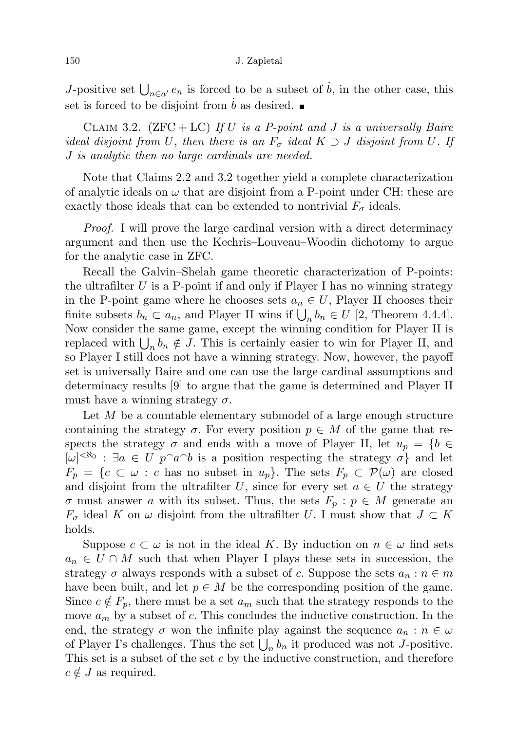$J$-positive set $\bigcup_{n\in a'} e_n$ is forced to be a subset of $\dot{b}$, in the other case, this set is forced to be disjoint from $\dot{b}$ as desired. ■

CLAIM 3.2. (ZFC + LC) *If $U$ is a P-point and $J$ is a universally Baire ideal disjoint from $U$, then there is an $F_\sigma$ ideal $K \supset J$ disjoint from $U$. If $J$ is analytic then no large cardinals are needed.*

Note that Claims 2.2 and 3.2 together yield a complete characterization of analytic ideals on $\omega$ that are disjoint from a P-point under CH: these are exactly those ideals that can be extended to nontrivial $F_\sigma$ ideals.

*Proof.* I will prove the large cardinal version with a direct determinacy argument and then use the Kechris–Louveau–Woodin dichotomy to argue for the analytic case in ZFC.

Recall the Galvin–Shelah game theoretic characterization of P-points: the ultrafilter $U$ is a P-point if and only if Player I has no winning strategy in the P-point game where he chooses sets $a_n \in U$, Player II chooses their finite subsets $b_n \subset a_n$, and Player II wins if $\bigcup_n b_n \in U$ [2, Theorem 4.4.4]. Now consider the same game, except the winning condition for Player II is replaced with $\bigcup_n b_n \notin J$. This is certainly easier to win for Player II, and so Player I still does not have a winning strategy. Now, however, the payoff set is universally Baire and one can use the large cardinal assumptions and determinacy results [9] to argue that the game is determined and Player II must have a winning strategy $\sigma$.

Let $M$ be a countable elementary submodel of a large enough structure containing the strategy $\sigma$. For every position $p \in M$ of the game that respects the strategy $\sigma$ and ends with a move of Player II, let $u_p = \{b \in [\omega]^{<\aleph_0} : \exists a \in U \ p^\frown a^\frown b \text{ is a position respecting the strategy } \sigma\}$ and let $F_p = \{c \subset \omega : c \text{ has no subset in } u_p\}$. The sets $F_p \subset \mathcal{P}(\omega)$ are closed and disjoint from the ultrafilter $U$, since for every set $a \in U$ the strategy $\sigma$ must answer $a$ with its subset. Thus, the sets $F_p : p \in M$ generate an $F_\sigma$ ideal $K$ on $\omega$ disjoint from the ultrafilter $U$. I must show that $J \subset K$ holds.

Suppose $c \subset \omega$ is not in the ideal $K$. By induction on $n \in \omega$ find sets $a_n \in U \cap M$ such that when Player I plays these sets in succession, the strategy $\sigma$ always responds with a subset of $c$. Suppose the sets $a_n : n \in m$ have been built, and let $p \in M$ be the corresponding position of the game. Since $c \notin F_p$, there must be a set $a_m$ such that the strategy responds to the move $a_m$ by a subset of $c$. This concludes the inductive construction. In the end, the strategy $\sigma$ won the infinite play against the sequence $a_n : n \in \omega$ of Player I's challenges. Thus the set $\bigcup_n b_n$ it produced was not $J$-positive. This set is a subset of the set $c$ by the inductive construction, and therefore $c \notin J$ as required.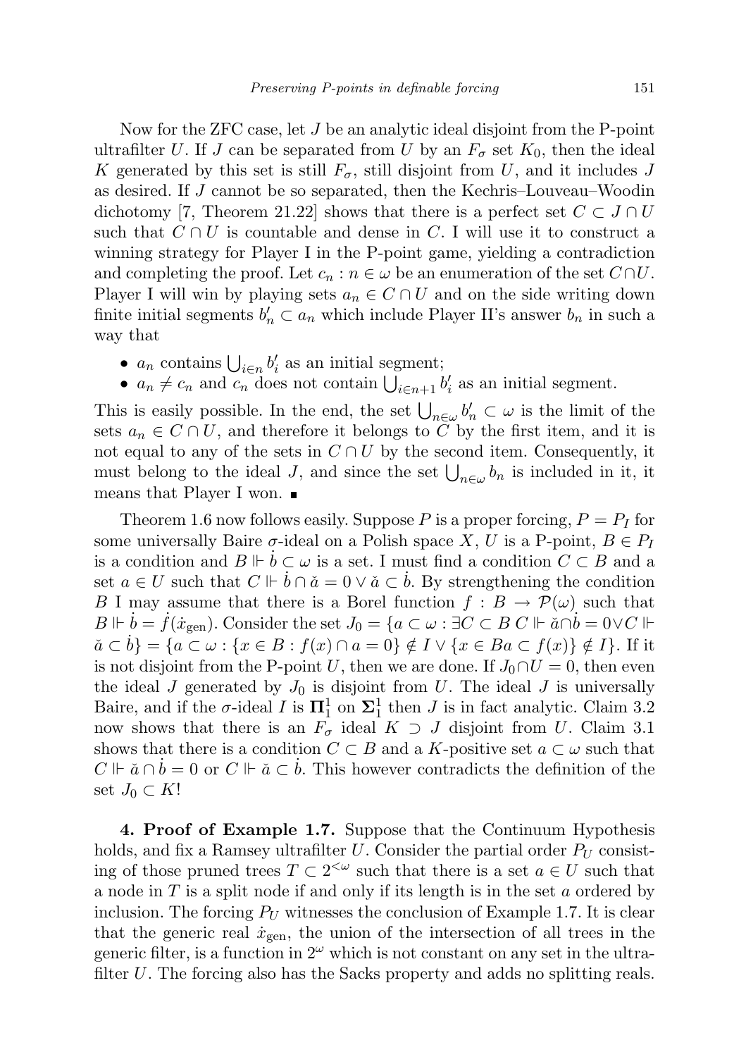Now for the ZFC case, let $J$ be an analytic ideal disjoint from the P-point ultrafilter $U$. If $J$ can be separated from $U$ by an $F_\sigma$ set $K_0$, then the ideal $K$ generated by this set is still $F_\sigma$, still disjoint from $U$, and it includes $J$ as desired. If $J$ cannot be so separated, then the Kechris–Louveau–Woodin dichotomy [7, Theorem 21.22] shows that there is a perfect set $C \subset J \cap U$ such that $C \cap U$ is countable and dense in $C$. I will use it to construct a winning strategy for Player I in the P-point game, yielding a contradiction and completing the proof. Let $c_n : n \in \omega$ be an enumeration of the set $C \cap U$. Player I will win by playing sets $a_n \in C \cap U$ and on the side writing down finite initial segments $b'_n \subset a_n$ which include Player II's answer $b_n$ in such a way that

- $a_n$ contains $\bigcup_{i \in n} b'_i$ as an initial segment;
- $a_n \neq c_n$ and $c_n$ does not contain $\bigcup_{i \in n+1} b'_i$ as an initial segment.

This is easily possible. In the end, the set $\bigcup_{n \in \omega} b'_n \subset \omega$ is the limit of the sets $a_n \in C \cap U$, and therefore it belongs to $C$ by the first item, and it is not equal to any of the sets in $C \cap U$ by the second item. Consequently, it must belong to the ideal $J$, and since the set $\bigcup_{n \in \omega} b_n$ is included in it, it means that Player I won. ■

Theorem 1.6 now follows easily. Suppose $P$ is a proper forcing, $P = P_I$ for some universally Baire $\sigma$-ideal on a Polish space $X$, $U$ is a P-point, $B \in P_I$ is a condition and $B \Vdash \dot{b} \subset \omega$ is a set. I must find a condition $C \subset B$ and a set $a \in U$ such that $C \Vdash \dot{b} \cap \check{a} = 0 \vee \check{a} \subset \dot{b}$. By strengthening the condition $B$ I may assume that there is a Borel function $f : B \to \mathcal{P}(\omega)$ such that $B \Vdash \dot{b} = \dot{f}(\dot{x}_{\mathrm{gen}})$. Consider the set $J_0 = \{a \subset \omega : \exists C \subset B\ C \Vdash \check{a} \cap \dot{b} = 0 \vee C \Vdash \check{a} \subset \dot{b}\} = \{a \subset \omega : \{x \in B : f(x) \cap a = 0\} \notin I \vee \{x \in Ba \subset f(x)\} \notin I\}$. If it is not disjoint from the P-point $U$, then we are done. If $J_0 \cap U = 0$, then even the ideal $J$ generated by $J_0$ is disjoint from $U$. The ideal $J$ is universally Baire, and if the $\sigma$-ideal $I$ is $\mathbf{\Pi}^1_1$ on $\mathbf{\Sigma}^1_1$ then $J$ is in fact analytic. Claim 3.2 now shows that there is an $F_\sigma$ ideal $K \supset J$ disjoint from $U$. Claim 3.1 shows that there is a condition $C \subset B$ and a $K$-positive set $a \subset \omega$ such that $C \Vdash \check{a} \cap \dot{b} = 0$ or $C \Vdash \check{a} \subset \dot{b}$. This however contradicts the definition of the set $J_0 \subset K$!

**4. Proof of Example 1.7.** Suppose that the Continuum Hypothesis holds, and fix a Ramsey ultrafilter $U$. Consider the partial order $P_U$ consisting of those pruned trees $T \subset 2^{<\omega}$ such that there is a set $a \in U$ such that a node in $T$ is a split node if and only if its length is in the set $a$ ordered by inclusion. The forcing $P_U$ witnesses the conclusion of Example 1.7. It is clear that the generic real $\dot{x}_{\mathrm{gen}}$, the union of the intersection of all trees in the generic filter, is a function in $2^\omega$ which is not constant on any set in the ultrafilter $U$. The forcing also has the Sacks property and adds no splitting reals.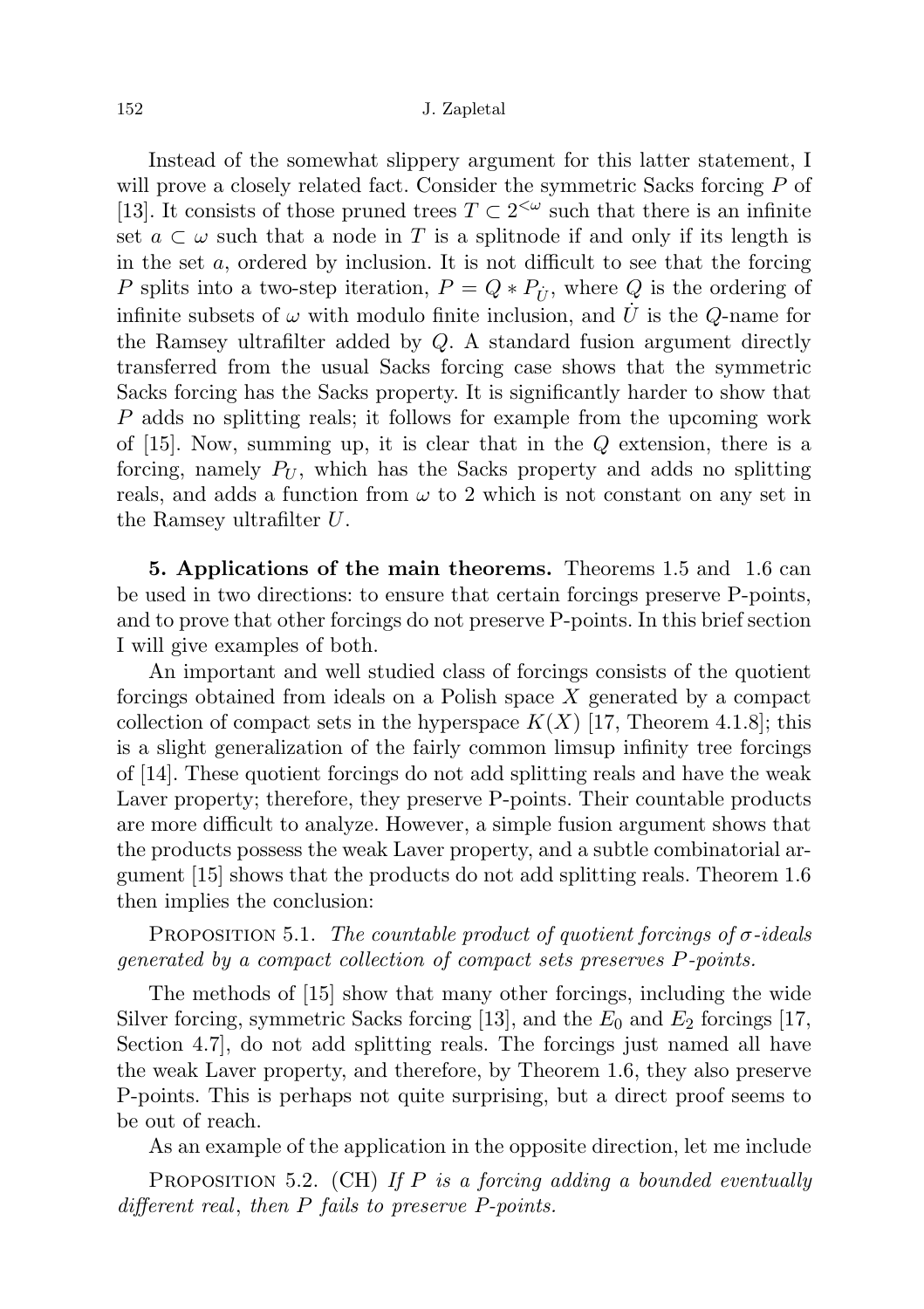Instead of the somewhat slippery argument for this latter statement, I will prove a closely related fact. Consider the symmetric Sacks forcing $P$ of [13]. It consists of those pruned trees $T \subset 2^{<\omega}$ such that there is an infinite set $a \subset \omega$ such that a node in $T$ is a splitnode if and only if its length is in the set $a$, ordered by inclusion. It is not difficult to see that the forcing $P$ splits into a two-step iteration, $P = Q * P_{\dot{U}}$, where $Q$ is the ordering of infinite subsets of $\omega$ with modulo finite inclusion, and $\dot{U}$ is the $Q$-name for the Ramsey ultrafilter added by $Q$. A standard fusion argument directly transferred from the usual Sacks forcing case shows that the symmetric Sacks forcing has the Sacks property. It is significantly harder to show that $P$ adds no splitting reals; it follows for example from the upcoming work of [15]. Now, summing up, it is clear that in the $Q$ extension, there is a forcing, namely $P_U$, which has the Sacks property and adds no splitting reals, and adds a function from $\omega$ to 2 which is not constant on any set in the Ramsey ultrafilter $U$.

**5. Applications of the main theorems.** Theorems 1.5 and 1.6 can be used in two directions: to ensure that certain forcings preserve P-points, and to prove that other forcings do not preserve P-points. In this brief section I will give examples of both.

An important and well studied class of forcings consists of the quotient forcings obtained from ideals on a Polish space $X$ generated by a compact collection of compact sets in the hyperspace $K(X)$ [17, Theorem 4.1.8]; this is a slight generalization of the fairly common limsup infinity tree forcings of [14]. These quotient forcings do not add splitting reals and have the weak Laver property; therefore, they preserve P-points. Their countable products are more difficult to analyze. However, a simple fusion argument shows that the products possess the weak Laver property, and a subtle combinatorial argument [15] shows that the products do not add splitting reals. Theorem 1.6 then implies the conclusion:

Proposition 5.1. *The countable product of quotient forcings of $\sigma$-ideals generated by a compact collection of compact sets preserves $P$-points.*

The methods of [15] show that many other forcings, including the wide Silver forcing, symmetric Sacks forcing [13], and the $E_0$ and $E_2$ forcings [17, Section 4.7], do not add splitting reals. The forcings just named all have the weak Laver property, and therefore, by Theorem 1.6, they also preserve P-points. This is perhaps not quite surprising, but a direct proof seems to be out of reach.

As an example of the application in the opposite direction, let me include

Proposition 5.2. (CH) *If $P$ is a forcing adding a bounded eventually different real, then $P$ fails to preserve $P$-points.*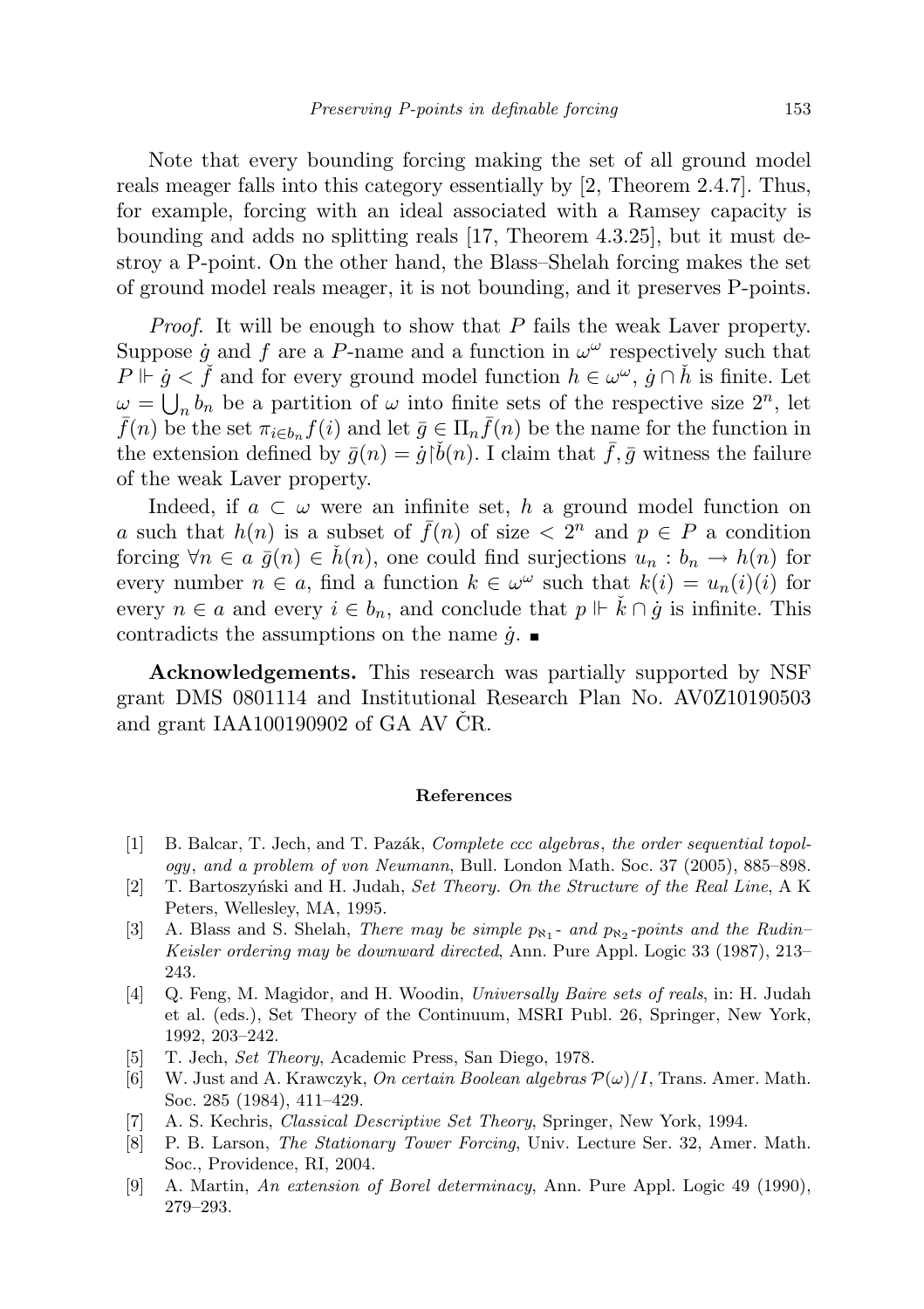Note that every bounding forcing making the set of all ground model reals meager falls into this category essentially by [2, Theorem 2.4.7]. Thus, for example, forcing with an ideal associated with a Ramsey capacity is bounding and adds no splitting reals [17, Theorem 4.3.25], but it must destroy a P-point. On the other hand, the Blass–Shelah forcing makes the set of ground model reals meager, it is not bounding, and it preserves P-points.

*Proof.* It will be enough to show that $P$ fails the weak Laver property. Suppose $\dot{g}$ and $f$ are a $P$-name and a function in $\omega^\omega$ respectively such that $P \Vdash \dot{g} < \check{f}$ and for every ground model function $h \in \omega^\omega$, $\dot{g} \cap \check{h}$ is finite. Let $\omega = \bigcup_n b_n$ be a partition of $\omega$ into finite sets of the respective size $2^n$, let $\bar{f}(n)$ be the set $\pi_{i \in b_n} f(i)$ and let $\bar{g} \in \Pi_n \bar{f}(n)$ be the name for the function in the extension defined by $\bar{g}(n) = \dot{g} \restriction \check{b}(n)$. I claim that $\bar{f}, \bar{g}$ witness the failure of the weak Laver property.

Indeed, if $a \subset \omega$ were an infinite set, $h$ a ground model function on $a$ such that $h(n)$ is a subset of $\bar{f}(n)$ of size $< 2^n$ and $p \in P$ a condition forcing $\forall n \in a\ \bar{g}(n) \in \check{h}(n)$, one could find surjections $u_n : b_n \to h(n)$ for every number $n \in a$, find a function $k \in \omega^\omega$ such that $k(i) = u_n(i)(i)$ for every $n \in a$ and every $i \in b_n$, and conclude that $p \Vdash \check{k} \cap \dot{g}$ is infinite. This contradicts the assumptions on the name $\dot{g}$. ∎

**Acknowledgements.** This research was partially supported by NSF grant DMS 0801114 and Institutional Research Plan No. AV0Z10190503 and grant IAA100190902 of GA AV ČR.

## References

[1] B. Balcar, T. Jech, and T. Pazák, *Complete ccc algebras, the order sequential topology, and a problem of von Neumann*, Bull. London Math. Soc. 37 (2005), 885–898.

[2] T. Bartoszyński and H. Judah, *Set Theory. On the Structure of the Real Line*, A K Peters, Wellesley, MA, 1995.

[3] A. Blass and S. Shelah, *There may be simple $p_{\aleph_1}$- and $p_{\aleph_2}$-points and the Rudin–Keisler ordering may be downward directed*, Ann. Pure Appl. Logic 33 (1987), 213–243.

[4] Q. Feng, M. Magidor, and H. Woodin, *Universally Baire sets of reals*, in: H. Judah et al. (eds.), Set Theory of the Continuum, MSRI Publ. 26, Springer, New York, 1992, 203–242.

[5] T. Jech, *Set Theory*, Academic Press, San Diego, 1978.

[6] W. Just and A. Krawczyk, *On certain Boolean algebras $\mathcal{P}(\omega)/I$*, Trans. Amer. Math. Soc. 285 (1984), 411–429.

[7] A. S. Kechris, *Classical Descriptive Set Theory*, Springer, New York, 1994.

[8] P. B. Larson, *The Stationary Tower Forcing*, Univ. Lecture Ser. 32, Amer. Math. Soc., Providence, RI, 2004.

[9] A. Martin, *An extension of Borel determinacy*, Ann. Pure Appl. Logic 49 (1990), 279–293.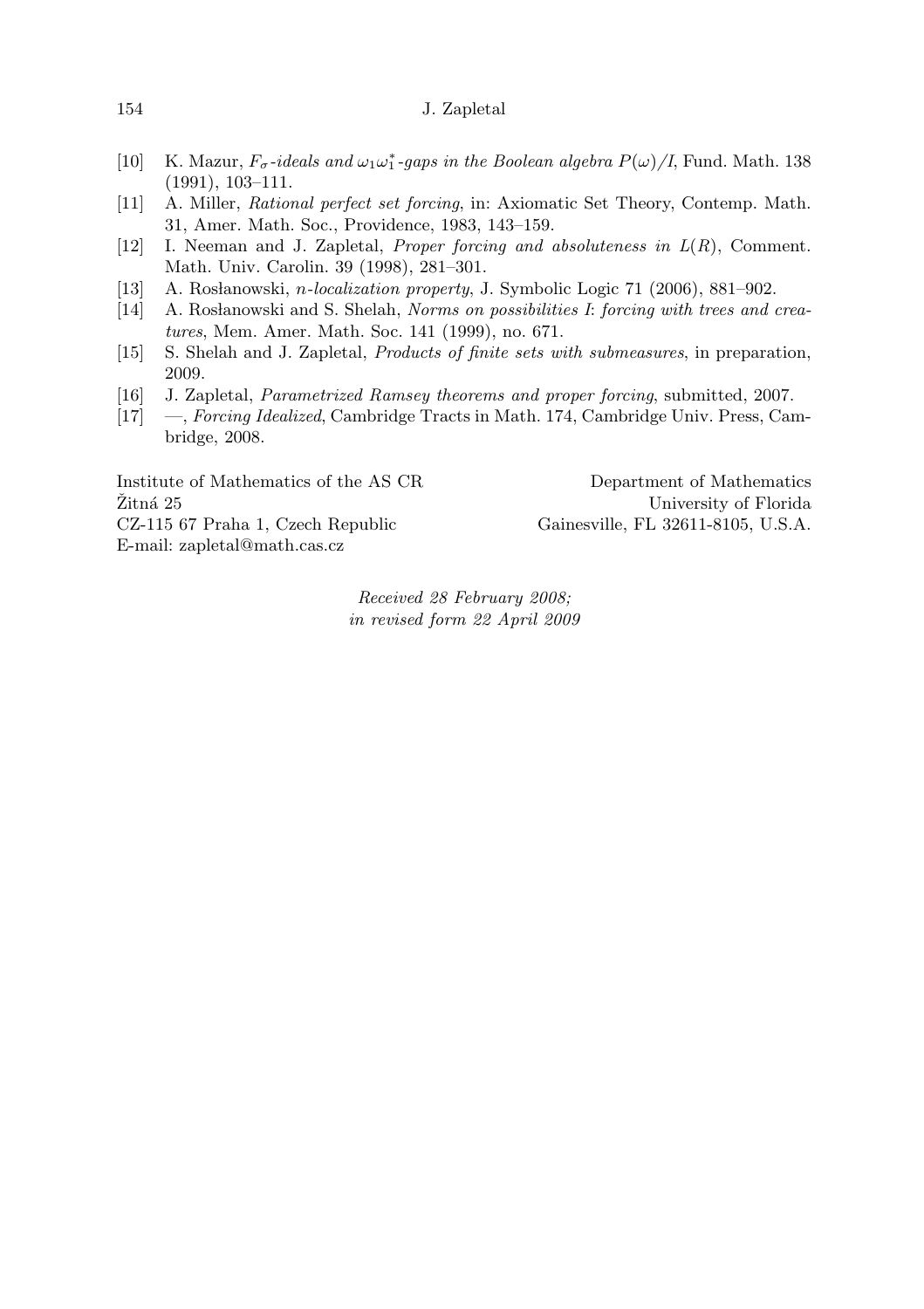[10] K. Mazur, *$F_\sigma$-ideals and $\omega_1\omega_1^*$-gaps in the Boolean algebra $P(\omega)/I$*, Fund. Math. 138 (1991), 103–111.

[11] A. Miller, *Rational perfect set forcing*, in: Axiomatic Set Theory, Contemp. Math. 31, Amer. Math. Soc., Providence, 1983, 143–159.

[12] I. Neeman and J. Zapletal, *Proper forcing and absoluteness in $L(R)$*, Comment. Math. Univ. Carolin. 39 (1998), 281–301.

[13] A. Rosłanowski, *n-localization property*, J. Symbolic Logic 71 (2006), 881–902.

[14] A. Rosłanowski and S. Shelah, *Norms on possibilities I: forcing with trees and creatures*, Mem. Amer. Math. Soc. 141 (1999), no. 671.

[15] S. Shelah and J. Zapletal, *Products of finite sets with submeasures*, in preparation, 2009.

[16] J. Zapletal, *Parametrized Ramsey theorems and proper forcing*, submitted, 2007.

[17] —, *Forcing Idealized*, Cambridge Tracts in Math. 174, Cambridge Univ. Press, Cambridge, 2008.

Institute of Mathematics of the AS CR
Žitná 25
CZ-115 67 Praha 1, Czech Republic
E-mail: zapletal@math.cas.cz

Department of Mathematics
University of Florida
Gainesville, FL 32611-8105, U.S.A.

*Received 28 February 2008;*
*in revised form 22 April 2009*